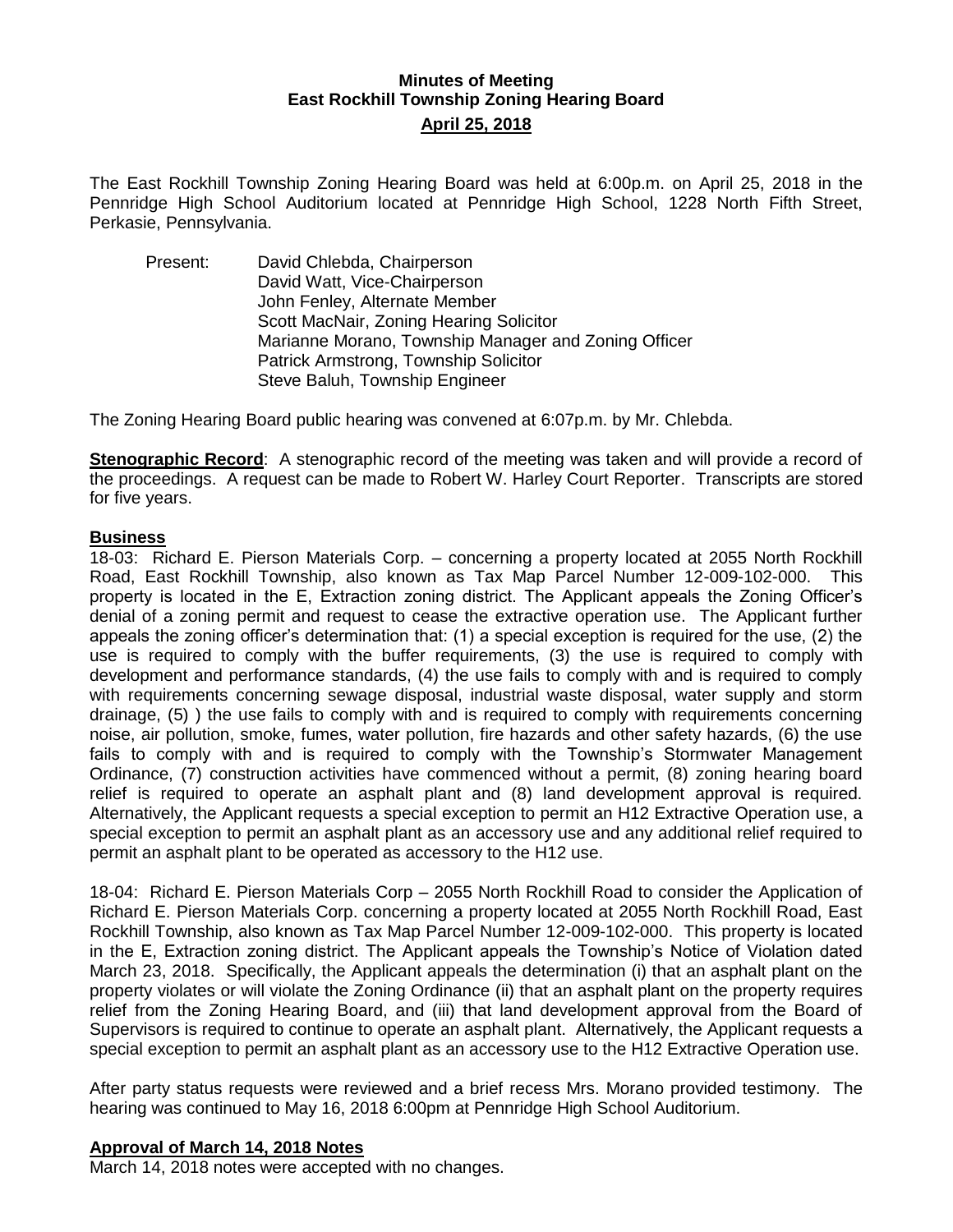# Minutes of Meeting
## East Rockhill Township Zoning Hearing Board
## April 25, 2018

The East Rockhill Township Zoning Hearing Board was held at 6:00p.m. on April 25, 2018 in the Pennridge High School Auditorium located at Pennridge High School, 1228 North Fifth Street, Perkasie, Pennsylvania.

Present:
- David Chlebda, Chairperson
- David Watt, Vice-Chairperson
- John Fenley, Alternate Member
- Scott MacNair, Zoning Hearing Solicitor
- Marianne Morano, Township Manager and Zoning Officer
- Patrick Armstrong, Township Solicitor
- Steve Baluh, Township Engineer

The Zoning Hearing Board public hearing was convened at 6:07p.m. by Mr. Chlebda.

**Stenographic Record**: A stenographic record of the meeting was taken and will provide a record of the proceedings. A request can be made to Robert W. Harley Court Reporter. Transcripts are stored for five years.

**Business**

18-03: Richard E. Pierson Materials Corp. – concerning a property located at 2055 North Rockhill Road, East Rockhill Township, also known as Tax Map Parcel Number 12-009-102-000. This property is located in the E, Extraction zoning district. The Applicant appeals the Zoning Officer's denial of a zoning permit and request to cease the extractive operation use. The Applicant further appeals the zoning officer's determination that: (1) a special exception is required for the use, (2) the use is required to comply with the buffer requirements, (3) the use is required to comply with development and performance standards, (4) the use fails to comply with and is required to comply with requirements concerning sewage disposal, industrial waste disposal, water supply and storm drainage, (5) ) the use fails to comply with and is required to comply with requirements concerning noise, air pollution, smoke, fumes, water pollution, fire hazards and other safety hazards, (6) the use fails to comply with and is required to comply with the Township's Stormwater Management Ordinance, (7) construction activities have commenced without a permit, (8) zoning hearing board relief is required to operate an asphalt plant and (8) land development approval is required. Alternatively, the Applicant requests a special exception to permit an H12 Extractive Operation use, a special exception to permit an asphalt plant as an accessory use and any additional relief required to permit an asphalt plant to be operated as accessory to the H12 use.

18-04: Richard E. Pierson Materials Corp – 2055 North Rockhill Road to consider the Application of Richard E. Pierson Materials Corp. concerning a property located at 2055 North Rockhill Road, East Rockhill Township, also known as Tax Map Parcel Number 12-009-102-000. This property is located in the E, Extraction zoning district. The Applicant appeals the Township's Notice of Violation dated March 23, 2018. Specifically, the Applicant appeals the determination (i) that an asphalt plant on the property violates or will violate the Zoning Ordinance (ii) that an asphalt plant on the property requires relief from the Zoning Hearing Board, and (iii) that land development approval from the Board of Supervisors is required to continue to operate an asphalt plant. Alternatively, the Applicant requests a special exception to permit an asphalt plant as an accessory use to the H12 Extractive Operation use.

After party status requests were reviewed and a brief recess Mrs. Morano provided testimony. The hearing was continued to May 16, 2018 6:00pm at Pennridge High School Auditorium.

**Approval of March 14, 2018 Notes**

March 14, 2018 notes were accepted with no changes.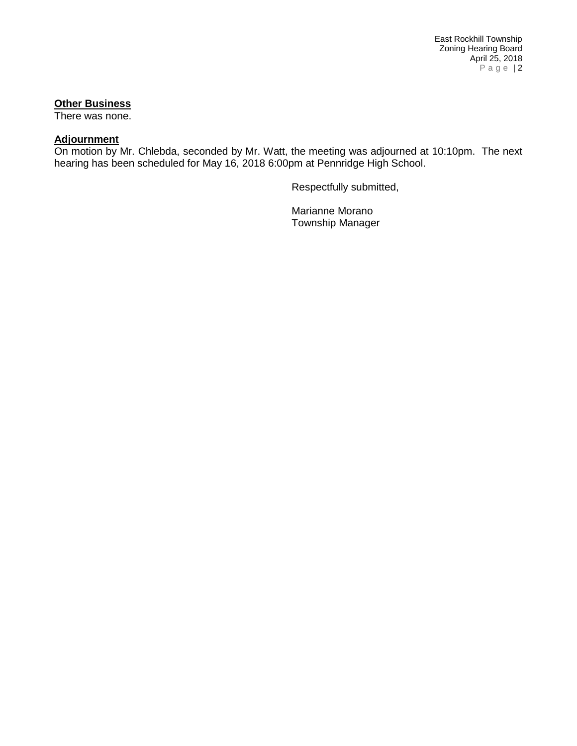**Other Business**

There was none.

**Adjournment**

On motion by Mr. Chlebda, seconded by Mr. Watt, the meeting was adjourned at 10:10pm. The next hearing has been scheduled for May 16, 2018 6:00pm at Pennridge High School.

Respectfully submitted,

Marianne Morano
Township Manager